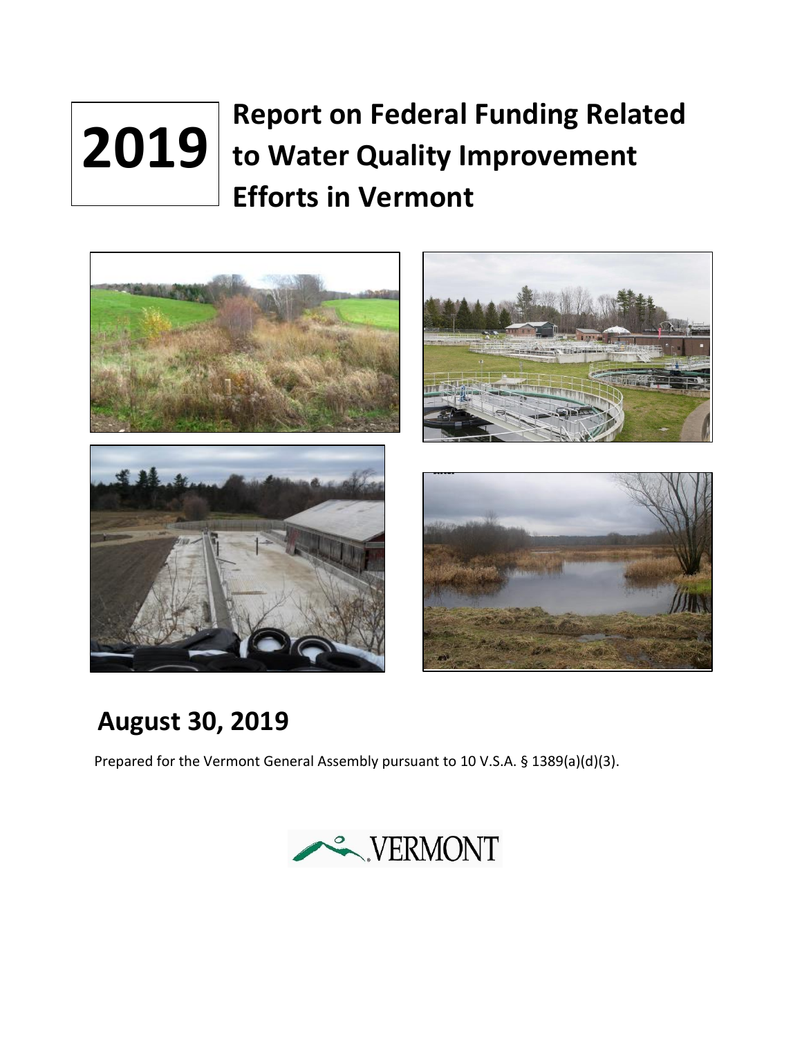# 2019 Report on Federal Funding Related to Water Quality Improvement Efforts in Vermont

## August 30, 2019

Prepared for the Vermont General Assembly pursuant to 10 V.S.A. § 1389(a)(d)(3).

VERMONT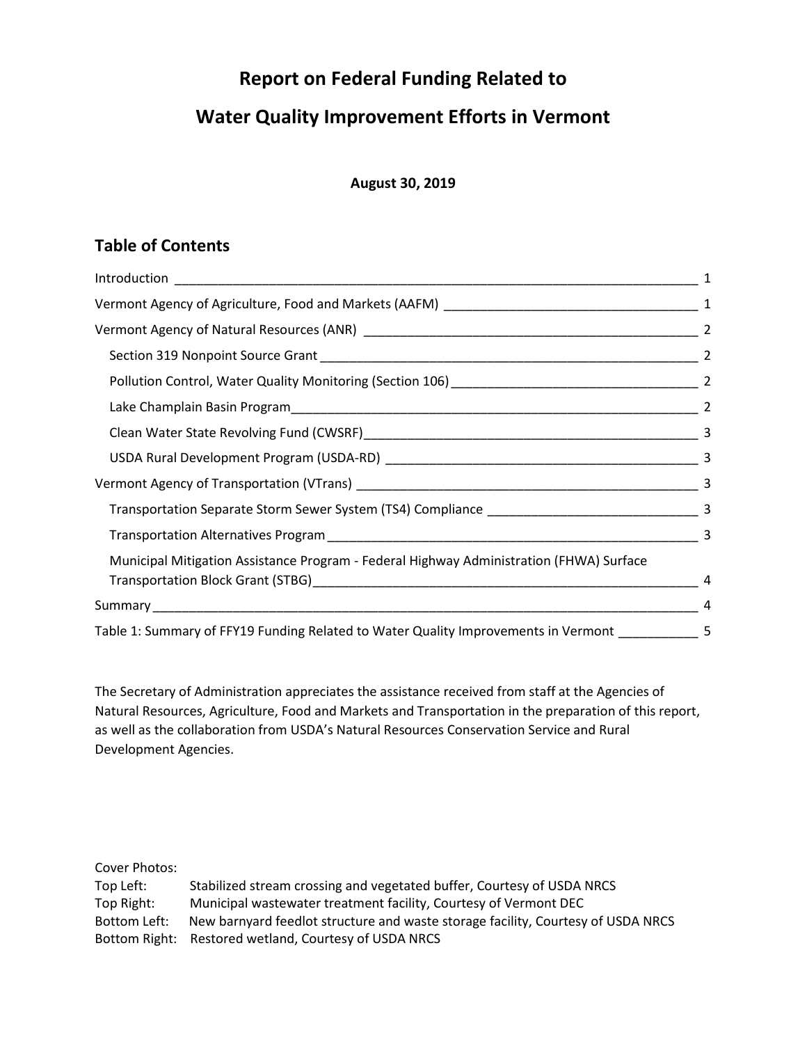# Report on Federal Funding Related to Water Quality Improvement Efforts in Vermont

**August 30, 2019**

## Table of Contents

| Section | Page |
|---|---|
| Introduction | 1 |
| Vermont Agency of Agriculture, Food and Markets (AAFM) | 1 |
| Vermont Agency of Natural Resources (ANR) | 2 |
| Section 319 Nonpoint Source Grant | 2 |
| Pollution Control, Water Quality Monitoring (Section 106) | 2 |
| Lake Champlain Basin Program | 2 |
| Clean Water State Revolving Fund (CWSRF) | 3 |
| USDA Rural Development Program (USDA-RD) | 3 |
| Vermont Agency of Transportation (VTrans) | 3 |
| Transportation Separate Storm Sewer System (TS4) Compliance | 3 |
| Transportation Alternatives Program | 3 |
| Municipal Mitigation Assistance Program - Federal Highway Administration (FHWA) Surface Transportation Block Grant (STBG) | 4 |
| Summary | 4 |
| Table 1: Summary of FFY19 Funding Related to Water Quality Improvements in Vermont | 5 |

The Secretary of Administration appreciates the assistance received from staff at the Agencies of Natural Resources, Agriculture, Food and Markets and Transportation in the preparation of this report, as well as the collaboration from USDA's Natural Resources Conservation Service and Rural Development Agencies.

Cover Photos:

Top Left: Stabilized stream crossing and vegetated buffer, Courtesy of USDA NRCS
Top Right: Municipal wastewater treatment facility, Courtesy of Vermont DEC
Bottom Left: New barnyard feedlot structure and waste storage facility, Courtesy of USDA NRCS
Bottom Right: Restored wetland, Courtesy of USDA NRCS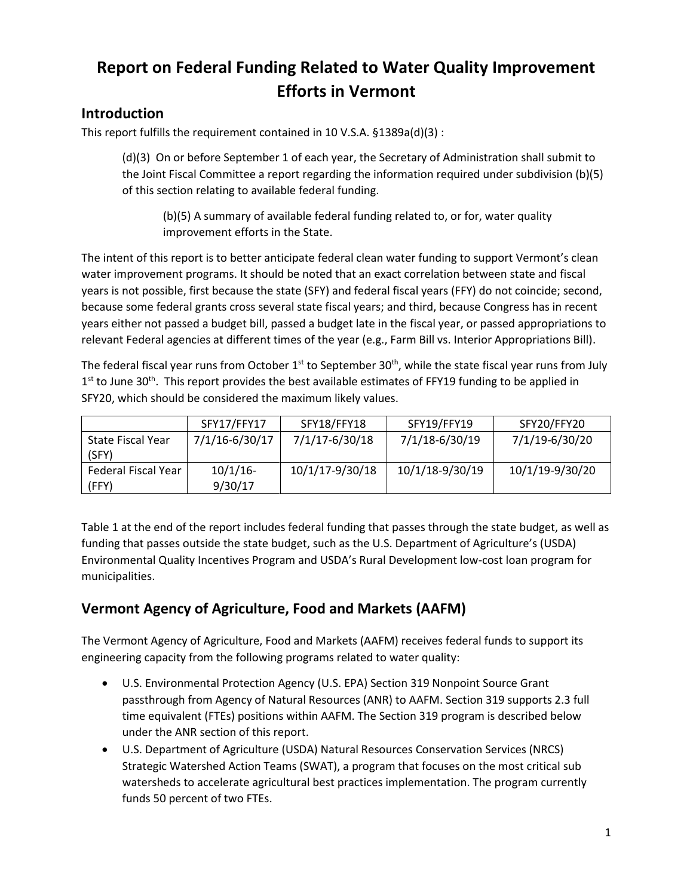# Report on Federal Funding Related to Water Quality Improvement Efforts in Vermont

## Introduction

This report fulfills the requirement contained in 10 V.S.A. §1389a(d)(3) :

> (d)(3) On or before September 1 of each year, the Secretary of Administration shall submit to the Joint Fiscal Committee a report regarding the information required under subdivision (b)(5) of this section relating to available federal funding.
>
> > (b)(5) A summary of available federal funding related to, or for, water quality improvement efforts in the State.

The intent of this report is to better anticipate federal clean water funding to support Vermont's clean water improvement programs. It should be noted that an exact correlation between state and fiscal years is not possible, first because the state (SFY) and federal fiscal years (FFY) do not coincide; second, because some federal grants cross several state fiscal years; and third, because Congress has in recent years either not passed a budget bill, passed a budget late in the fiscal year, or passed appropriations to relevant Federal agencies at different times of the year (e.g., Farm Bill vs. Interior Appropriations Bill).

The federal fiscal year runs from October 1st to September 30th, while the state fiscal year runs from July 1st to June 30th. This report provides the best available estimates of FFY19 funding to be applied in SFY20, which should be considered the maximum likely values.

| | SFY17/FFY17 | SFY18/FFY18 | SFY19/FFY19 | SFY20/FFY20 |
|---|---|---|---|---|
| State Fiscal Year (SFY) | 7/1/16-6/30/17 | 7/1/17-6/30/18 | 7/1/18-6/30/19 | 7/1/19-6/30/20 |
| Federal Fiscal Year (FFY) | 10/1/16-9/30/17 | 10/1/17-9/30/18 | 10/1/18-9/30/19 | 10/1/19-9/30/20 |

Table 1 at the end of the report includes federal funding that passes through the state budget, as well as funding that passes outside the state budget, such as the U.S. Department of Agriculture's (USDA) Environmental Quality Incentives Program and USDA's Rural Development low-cost loan program for municipalities.

## Vermont Agency of Agriculture, Food and Markets (AAFM)

The Vermont Agency of Agriculture, Food and Markets (AAFM) receives federal funds to support its engineering capacity from the following programs related to water quality:

- U.S. Environmental Protection Agency (U.S. EPA) Section 319 Nonpoint Source Grant passthrough from Agency of Natural Resources (ANR) to AAFM. Section 319 supports 2.3 full time equivalent (FTEs) positions within AAFM. The Section 319 program is described below under the ANR section of this report.
- U.S. Department of Agriculture (USDA) Natural Resources Conservation Services (NRCS) Strategic Watershed Action Teams (SWAT), a program that focuses on the most critical sub watersheds to accelerate agricultural best practices implementation. The program currently funds 50 percent of two FTEs.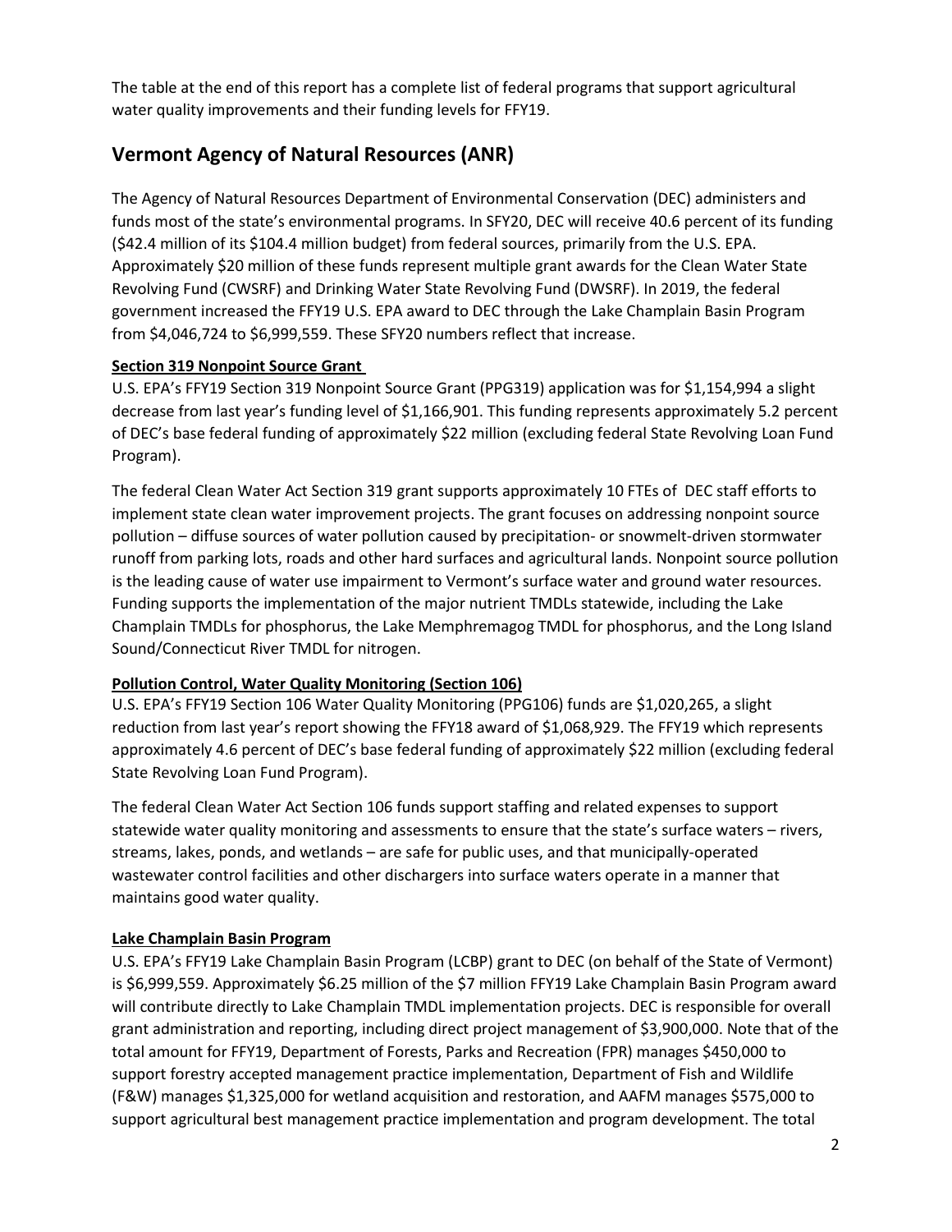The table at the end of this report has a complete list of federal programs that support agricultural water quality improvements and their funding levels for FFY19.

## Vermont Agency of Natural Resources (ANR)

The Agency of Natural Resources Department of Environmental Conservation (DEC) administers and funds most of the state's environmental programs. In SFY20, DEC will receive 40.6 percent of its funding ($42.4 million of its $104.4 million budget) from federal sources, primarily from the U.S. EPA. Approximately $20 million of these funds represent multiple grant awards for the Clean Water State Revolving Fund (CWSRF) and Drinking Water State Revolving Fund (DWSRF). In 2019, the federal government increased the FFY19 U.S. EPA award to DEC through the Lake Champlain Basin Program from $4,046,724 to $6,999,559. These SFY20 numbers reflect that increase.

**Section 319 Nonpoint Source Grant**

U.S. EPA's FFY19 Section 319 Nonpoint Source Grant (PPG319) application was for $1,154,994 a slight decrease from last year's funding level of $1,166,901. This funding represents approximately 5.2 percent of DEC's base federal funding of approximately $22 million (excluding federal State Revolving Loan Fund Program).

The federal Clean Water Act Section 319 grant supports approximately 10 FTEs of DEC staff efforts to implement state clean water improvement projects. The grant focuses on addressing nonpoint source pollution – diffuse sources of water pollution caused by precipitation- or snowmelt-driven stormwater runoff from parking lots, roads and other hard surfaces and agricultural lands. Nonpoint source pollution is the leading cause of water use impairment to Vermont's surface water and ground water resources. Funding supports the implementation of the major nutrient TMDLs statewide, including the Lake Champlain TMDLs for phosphorus, the Lake Memphremagog TMDL for phosphorus, and the Long Island Sound/Connecticut River TMDL for nitrogen.

**Pollution Control, Water Quality Monitoring (Section 106)**

U.S. EPA's FFY19 Section 106 Water Quality Monitoring (PPG106) funds are $1,020,265, a slight reduction from last year's report showing the FFY18 award of $1,068,929. The FFY19 which represents approximately 4.6 percent of DEC's base federal funding of approximately $22 million (excluding federal State Revolving Loan Fund Program).

The federal Clean Water Act Section 106 funds support staffing and related expenses to support statewide water quality monitoring and assessments to ensure that the state's surface waters – rivers, streams, lakes, ponds, and wetlands – are safe for public uses, and that municipally-operated wastewater control facilities and other dischargers into surface waters operate in a manner that maintains good water quality.

**Lake Champlain Basin Program**

U.S. EPA's FFY19 Lake Champlain Basin Program (LCBP) grant to DEC (on behalf of the State of Vermont) is $6,999,559. Approximately $6.25 million of the $7 million FFY19 Lake Champlain Basin Program award will contribute directly to Lake Champlain TMDL implementation projects. DEC is responsible for overall grant administration and reporting, including direct project management of $3,900,000. Note that of the total amount for FFY19, Department of Forests, Parks and Recreation (FPR) manages $450,000 to support forestry accepted management practice implementation, Department of Fish and Wildlife (F&W) manages $1,325,000 for wetland acquisition and restoration, and AAFM manages $575,000 to support agricultural best management practice implementation and program development. The total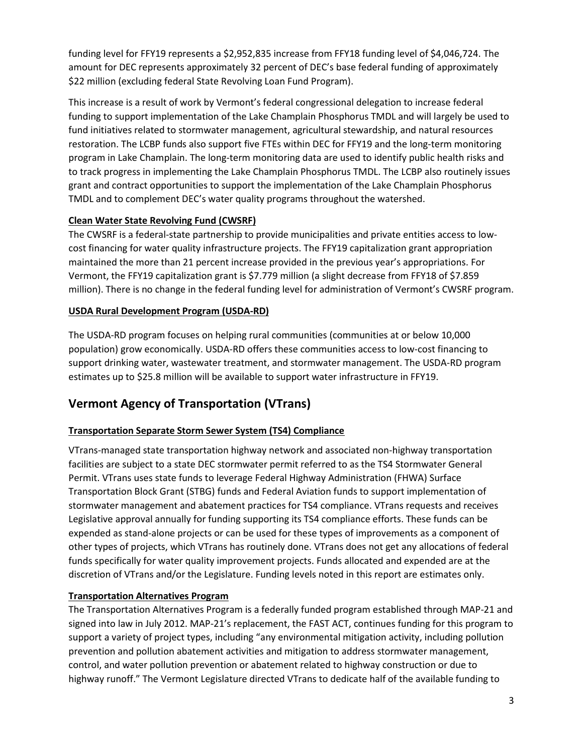funding level for FFY19 represents a $2,952,835 increase from FFY18 funding level of $4,046,724. The amount for DEC represents approximately 32 percent of DEC's base federal funding of approximately $22 million (excluding federal State Revolving Loan Fund Program).

This increase is a result of work by Vermont's federal congressional delegation to increase federal funding to support implementation of the Lake Champlain Phosphorus TMDL and will largely be used to fund initiatives related to stormwater management, agricultural stewardship, and natural resources restoration. The LCBP funds also support five FTEs within DEC for FFY19 and the long-term monitoring program in Lake Champlain. The long-term monitoring data are used to identify public health risks and to track progress in implementing the Lake Champlain Phosphorus TMDL. The LCBP also routinely issues grant and contract opportunities to support the implementation of the Lake Champlain Phosphorus TMDL and to complement DEC's water quality programs throughout the watershed.

**Clean Water State Revolving Fund (CWSRF)**

The CWSRF is a federal-state partnership to provide municipalities and private entities access to low-cost financing for water quality infrastructure projects. The FFY19 capitalization grant appropriation maintained the more than 21 percent increase provided in the previous year's appropriations. For Vermont, the FFY19 capitalization grant is $7.779 million (a slight decrease from FFY18 of $7.859 million). There is no change in the federal funding level for administration of Vermont's CWSRF program.

**USDA Rural Development Program (USDA-RD)**

The USDA-RD program focuses on helping rural communities (communities at or below 10,000 population) grow economically. USDA-RD offers these communities access to low-cost financing to support drinking water, wastewater treatment, and stormwater management. The USDA-RD program estimates up to $25.8 million will be available to support water infrastructure in FFY19.

## Vermont Agency of Transportation (VTrans)

**Transportation Separate Storm Sewer System (TS4) Compliance**

VTrans-managed state transportation highway network and associated non-highway transportation facilities are subject to a state DEC stormwater permit referred to as the TS4 Stormwater General Permit. VTrans uses state funds to leverage Federal Highway Administration (FHWA) Surface Transportation Block Grant (STBG) funds and Federal Aviation funds to support implementation of stormwater management and abatement practices for TS4 compliance. VTrans requests and receives Legislative approval annually for funding supporting its TS4 compliance efforts. These funds can be expended as stand-alone projects or can be used for these types of improvements as a component of other types of projects, which VTrans has routinely done. VTrans does not get any allocations of federal funds specifically for water quality improvement projects. Funds allocated and expended are at the discretion of VTrans and/or the Legislature. Funding levels noted in this report are estimates only.

**Transportation Alternatives Program**

The Transportation Alternatives Program is a federally funded program established through MAP-21 and signed into law in July 2012. MAP-21's replacement, the FAST ACT, continues funding for this program to support a variety of project types, including "any environmental mitigation activity, including pollution prevention and pollution abatement activities and mitigation to address stormwater management, control, and water pollution prevention or abatement related to highway construction or due to highway runoff." The Vermont Legislature directed VTrans to dedicate half of the available funding to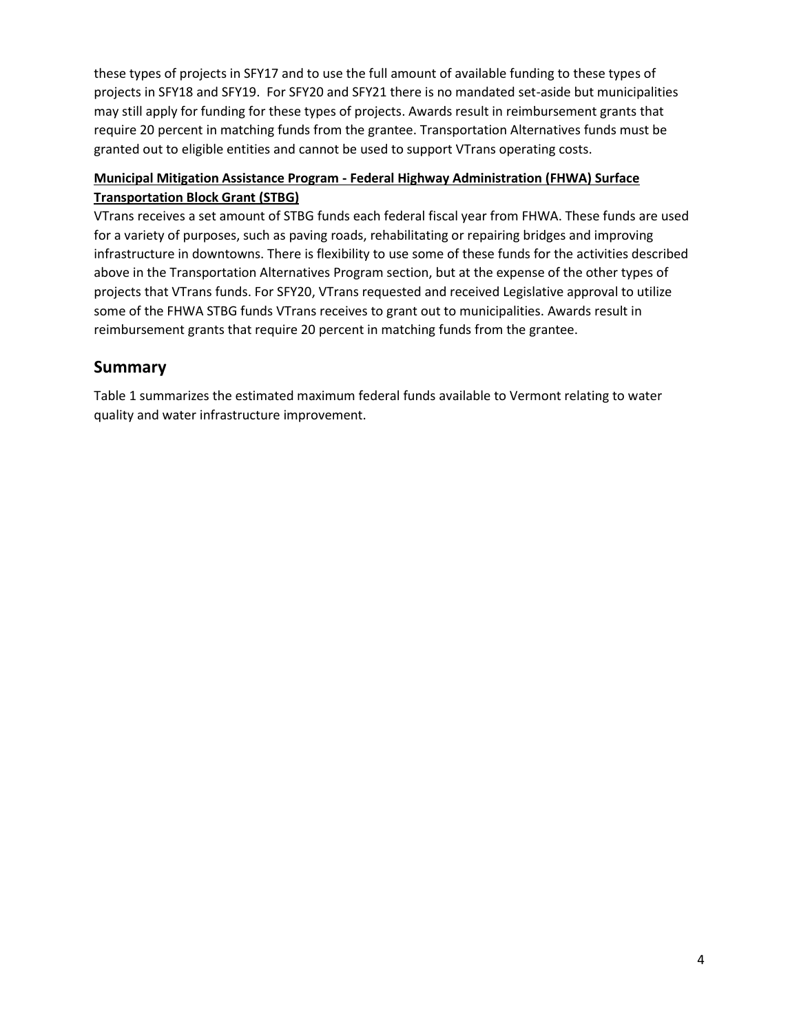these types of projects in SFY17 and to use the full amount of available funding to these types of projects in SFY18 and SFY19.  For SFY20 and SFY21 there is no mandated set-aside but municipalities may still apply for funding for these types of projects. Awards result in reimbursement grants that require 20 percent in matching funds from the grantee. Transportation Alternatives funds must be granted out to eligible entities and cannot be used to support VTrans operating costs.

**Municipal Mitigation Assistance Program - Federal Highway Administration (FHWA) Surface Transportation Block Grant (STBG)**

VTrans receives a set amount of STBG funds each federal fiscal year from FHWA. These funds are used for a variety of purposes, such as paving roads, rehabilitating or repairing bridges and improving infrastructure in downtowns. There is flexibility to use some of these funds for the activities described above in the Transportation Alternatives Program section, but at the expense of the other types of projects that VTrans funds. For SFY20, VTrans requested and received Legislative approval to utilize some of the FHWA STBG funds VTrans receives to grant out to municipalities. Awards result in reimbursement grants that require 20 percent in matching funds from the grantee.

## Summary

Table 1 summarizes the estimated maximum federal funds available to Vermont relating to water quality and water infrastructure improvement.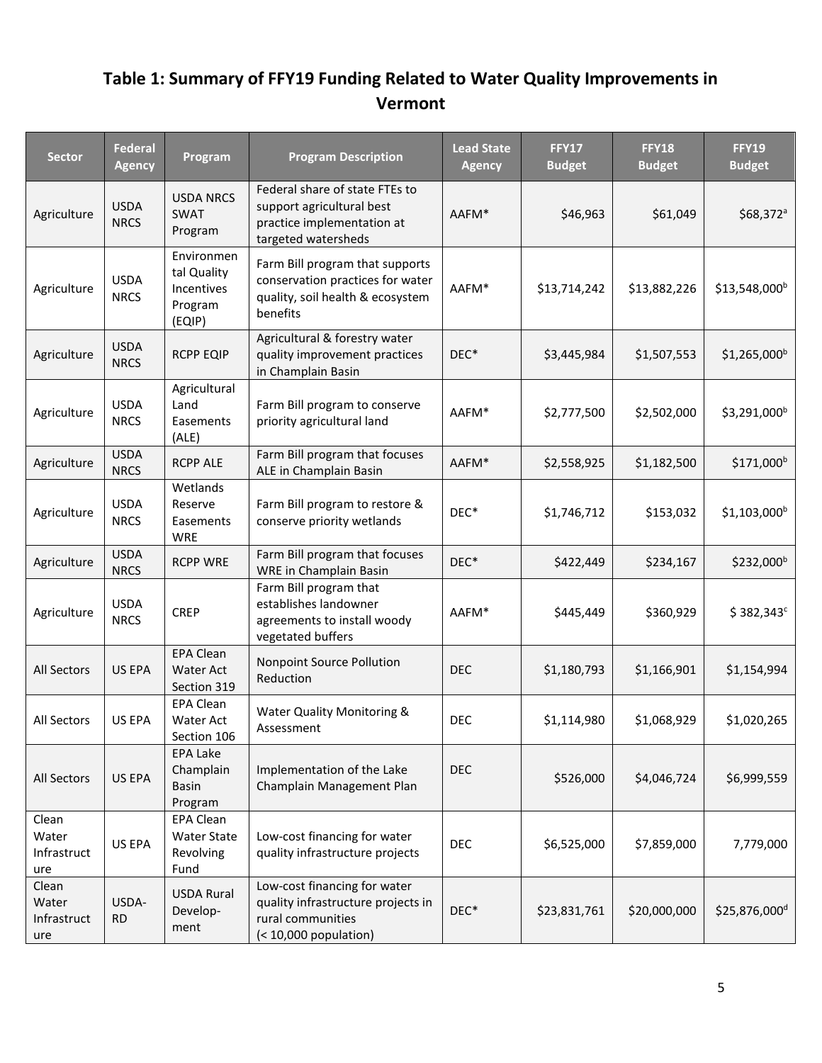# Table 1: Summary of FFY19 Funding Related to Water Quality Improvements in Vermont

| Sector | Federal Agency | Program | Program Description | Lead State Agency | FFY17 Budget | FFY18 Budget | FFY19 Budget |
|---|---|---|---|---|---|---|---|
| Agriculture | USDA NRCS | USDA NRCS SWAT Program | Federal share of state FTEs to support agricultural best practice implementation at targeted watersheds | AAFM* | $46,963 | $61,049 | $68,372[a] |
| Agriculture | USDA NRCS | Environmental Quality Incentives Program (EQIP) | Farm Bill program that supports conservation practices for water quality, soil health & ecosystem benefits | AAFM* | $13,714,242 | $13,882,226 | $13,548,000[b] |
| Agriculture | USDA NRCS | RCPP EQIP | Agricultural & forestry water quality improvement practices in Champlain Basin | DEC* | $3,445,984 | $1,507,553 | $1,265,000[b] |
| Agriculture | USDA NRCS | Agricultural Land Easements (ALE) | Farm Bill program to conserve priority agricultural land | AAFM* | $2,777,500 | $2,502,000 | $3,291,000[b] |
| Agriculture | USDA NRCS | RCPP ALE | Farm Bill program that focuses ALE in Champlain Basin | AAFM* | $2,558,925 | $1,182,500 | $171,000[b] |
| Agriculture | USDA NRCS | Wetlands Reserve Easements WRE | Farm Bill program to restore & conserve priority wetlands | DEC* | $1,746,712 | $153,032 | $1,103,000[b] |
| Agriculture | USDA NRCS | RCPP WRE | Farm Bill program that focuses WRE in Champlain Basin | DEC* | $422,449 | $234,167 | $232,000[b] |
| Agriculture | USDA NRCS | CREP | Farm Bill program that establishes landowner agreements to install woody vegetated buffers | AAFM* | $445,449 | $360,929 | $ 382,343[c] |
| All Sectors | US EPA | EPA Clean Water Act Section 319 | Nonpoint Source Pollution Reduction | DEC | $1,180,793 | $1,166,901 | $1,154,994 |
| All Sectors | US EPA | EPA Clean Water Act Section 106 | Water Quality Monitoring & Assessment | DEC | $1,114,980 | $1,068,929 | $1,020,265 |
| All Sectors | US EPA | EPA Lake Champlain Basin Program | Implementation of the Lake Champlain Management Plan | DEC | $526,000 | $4,046,724 | $6,999,559 |
| Clean Water Infrastructure | US EPA | EPA Clean Water State Revolving Fund | Low-cost financing for water quality infrastructure projects | DEC | $6,525,000 | $7,859,000 | 7,779,000 |
| Clean Water Infrastructure | USDA-RD | USDA Rural Development | Low-cost financing for water quality infrastructure projects in rural communities (< 10,000 population) | DEC* | $23,831,761 | $20,000,000 | $25,876,000[d] |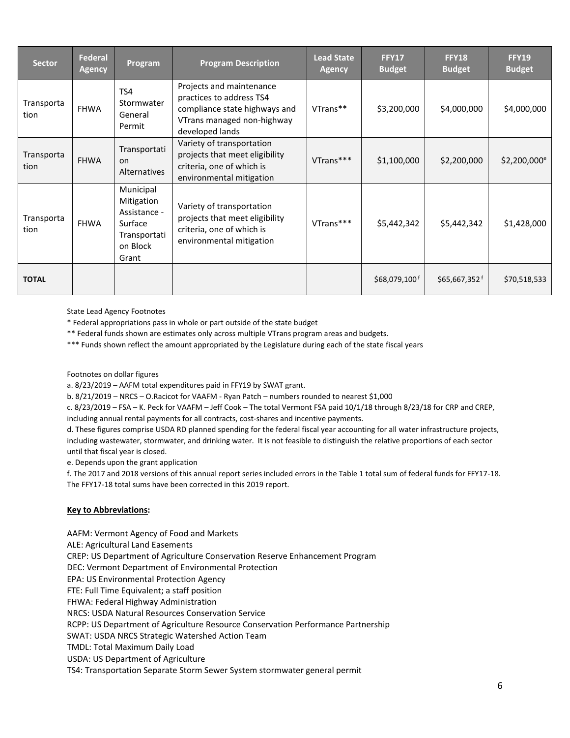| Sector | Federal Agency | Program | Program Description | Lead State Agency | FFY17 Budget | FFY18 Budget | FFY19 Budget |
|---|---|---|---|---|---|---|---|
| Transportation | FHWA | TS4 Stormwater General Permit | Projects and maintenance practices to address TS4 compliance state highways and VTrans managed non-highway developed lands | VTrans** | $3,200,000 | $4,000,000 | $4,000,000 |
| Transportation | FHWA | Transportation Alternatives | Variety of transportation projects that meet eligibility criteria, one of which is environmental mitigation | VTrans*** | $1,100,000 | $2,200,000 | $2,200,000[e] |
| Transportation | FHWA | Municipal Mitigation Assistance - Surface Transportation Block Grant | Variety of transportation projects that meet eligibility criteria, one of which is environmental mitigation | VTrans*** | $5,442,342 | $5,442,342 | $1,428,000 |
| **TOTAL** | | | | | $68,079,100[f] | $65,667,352[f] | $70,518,533 |

State Lead Agency Footnotes

* Federal appropriations pass in whole or part outside of the state budget

** Federal funds shown are estimates only across multiple VTrans program areas and budgets.

*** Funds shown reflect the amount appropriated by the Legislature during each of the state fiscal years

Footnotes on dollar figures

a. 8/23/2019 – AAFM total expenditures paid in FFY19 by SWAT grant.

b. 8/21/2019 – NRCS – O.Racicot for VAAFM - Ryan Patch – numbers rounded to nearest $1,000

c. 8/23/2019 – FSA – K. Peck for VAAFM – Jeff Cook – The total Vermont FSA paid 10/1/18 through 8/23/18 for CRP and CREP, including annual rental payments for all contracts, cost-shares and incentive payments.

d. These figures comprise USDA RD planned spending for the federal fiscal year accounting for all water infrastructure projects, including wastewater, stormwater, and drinking water. It is not feasible to distinguish the relative proportions of each sector until that fiscal year is closed.

e. Depends upon the grant application

f. The 2017 and 2018 versions of this annual report series included errors in the Table 1 total sum of federal funds for FFY17-18. The FFY17-18 total sums have been corrected in this 2019 report.

**Key to Abbreviations:**

AAFM: Vermont Agency of Food and Markets
ALE: Agricultural Land Easements
CREP: US Department of Agriculture Conservation Reserve Enhancement Program
DEC: Vermont Department of Environmental Protection
EPA: US Environmental Protection Agency
FTE: Full Time Equivalent; a staff position
FHWA: Federal Highway Administration
NRCS: USDA Natural Resources Conservation Service
RCPP: US Department of Agriculture Resource Conservation Performance Partnership
SWAT: USDA NRCS Strategic Watershed Action Team
TMDL: Total Maximum Daily Load
USDA: US Department of Agriculture
TS4: Transportation Separate Storm Sewer System stormwater general permit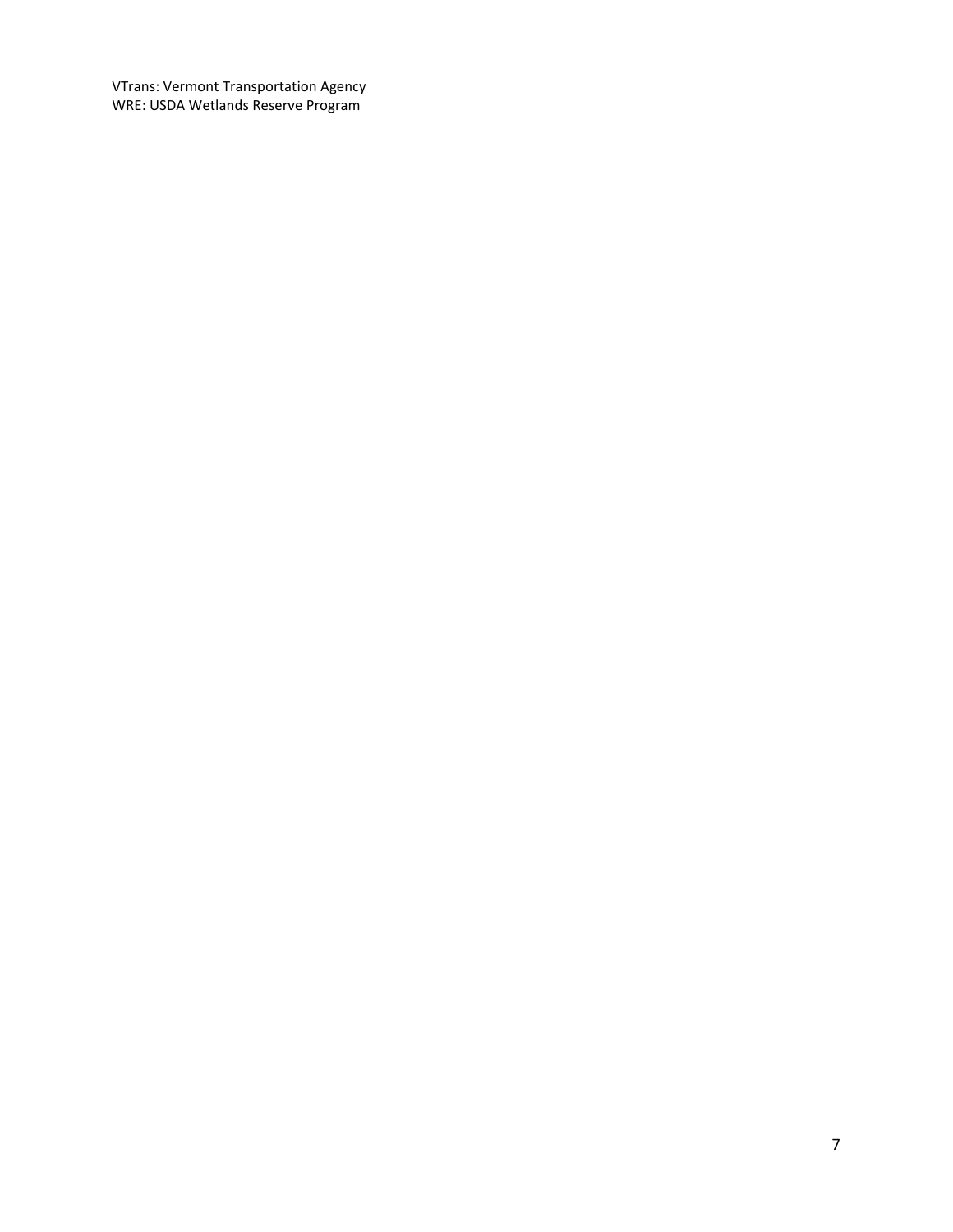VTrans: Vermont Transportation Agency
WRE: USDA Wetlands Reserve Program